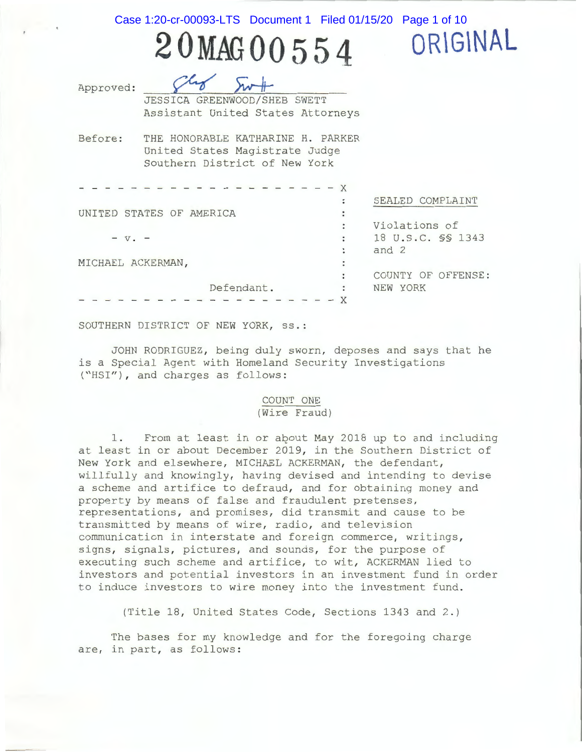20MAG00554 ORIGINAL

Approved: ___________________________
JESSICA GREENWOOD/SHEB SWETT
Assistant United States Attorneys

Before: THE HONORABLE KATHARINE H. PARKER
United States Magistrate Judge
Southern District of New York

| | |
|---|---|
| UNITED STATES OF AMERICA | SEALED COMPLAINT |
| - v. - | Violations of 18 U.S.C. §§ 1343 and 2 |
| MICHAEL ACKERMAN, | COUNTY OF OFFENSE: NEW YORK |
| Defendant. | |

SOUTHERN DISTRICT OF NEW YORK, ss.:

JOHN RODRIGUEZ, being duly sworn, deposes and says that he is a Special Agent with Homeland Security Investigations ("HSI"), and charges as follows:

## COUNT ONE
(Wire Fraud)

1. From at least in or about May 2018 up to and including at least in or about December 2019, in the Southern District of New York and elsewhere, MICHAEL ACKERMAN, the defendant, willfully and knowingly, having devised and intending to devise a scheme and artifice to defraud, and for obtaining money and property by means of false and fraudulent pretenses, representations, and promises, did transmit and cause to be transmitted by means of wire, radio, and television communication in interstate and foreign commerce, writings, signs, signals, pictures, and sounds, for the purpose of executing such scheme and artifice, to wit, ACKERMAN lied to investors and potential investors in an investment fund in order to induce investors to wire money into the investment fund.

(Title 18, United States Code, Sections 1343 and 2.)

The bases for my knowledge and for the foregoing charge are, in part, as follows: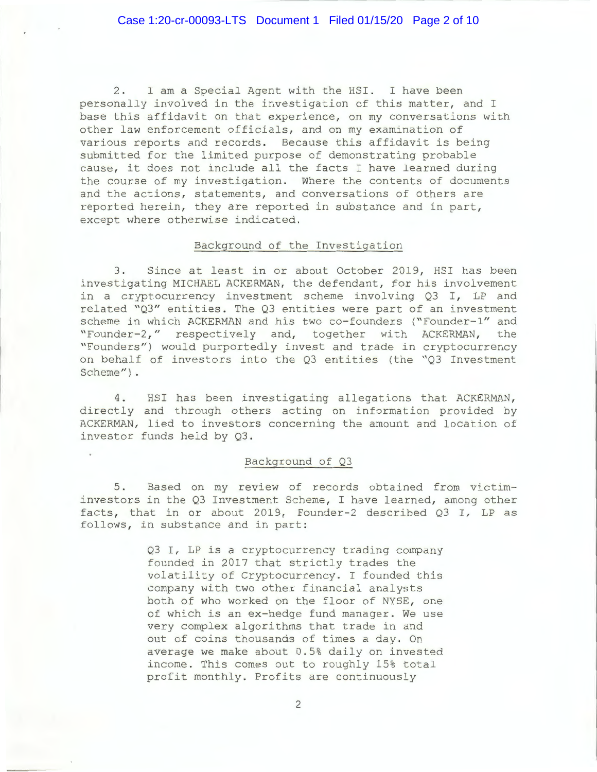2. I am a Special Agent with the HSI. I have been personally involved in the investigation of this matter, and I base this affidavit on that experience, on my conversations with other law enforcement officials, and on my examination of various reports and records. Because this affidavit is being submitted for the limited purpose of demonstrating probable cause, it does not include all the facts I have learned during the course of my investigation. Where the contents of documents and the actions, statements, and conversations of others are reported herein, they are reported in substance and in part, except where otherwise indicated.

## Background of the Investigation

3. Since at least in or about October 2019, HSI has been investigating MICHAEL ACKERMAN, the defendant, for his involvement in a cryptocurrency investment scheme involving Q3 I, LP and related "Q3" entities. The Q3 entities were part of an investment scheme in which ACKERMAN and his two co-founders ("Founder-1" and "Founder-2," respectively and, together with ACKERMAN, the "Founders") would purportedly invest and trade in cryptocurrency on behalf of investors into the Q3 entities (the "Q3 Investment Scheme").

4. HSI has been investigating allegations that ACKERMAN, directly and through others acting on information provided by ACKERMAN, lied to investors concerning the amount and location of investor funds held by Q3.

## Background of Q3

5. Based on my review of records obtained from victim-investors in the Q3 Investment Scheme, I have learned, among other facts, that in or about 2019, Founder-2 described Q3 I, LP as follows, in substance and in part:

> Q3 I, LP is a cryptocurrency trading company founded in 2017 that strictly trades the volatility of Cryptocurrency. I founded this company with two other financial analysts both of who worked on the floor of NYSE, one of which is an ex-hedge fund manager. We use very complex algorithms that trade in and out of coins thousands of times a day. On average we make about 0.5% daily on invested income. This comes out to roughly 15% total profit monthly. Profits are continuously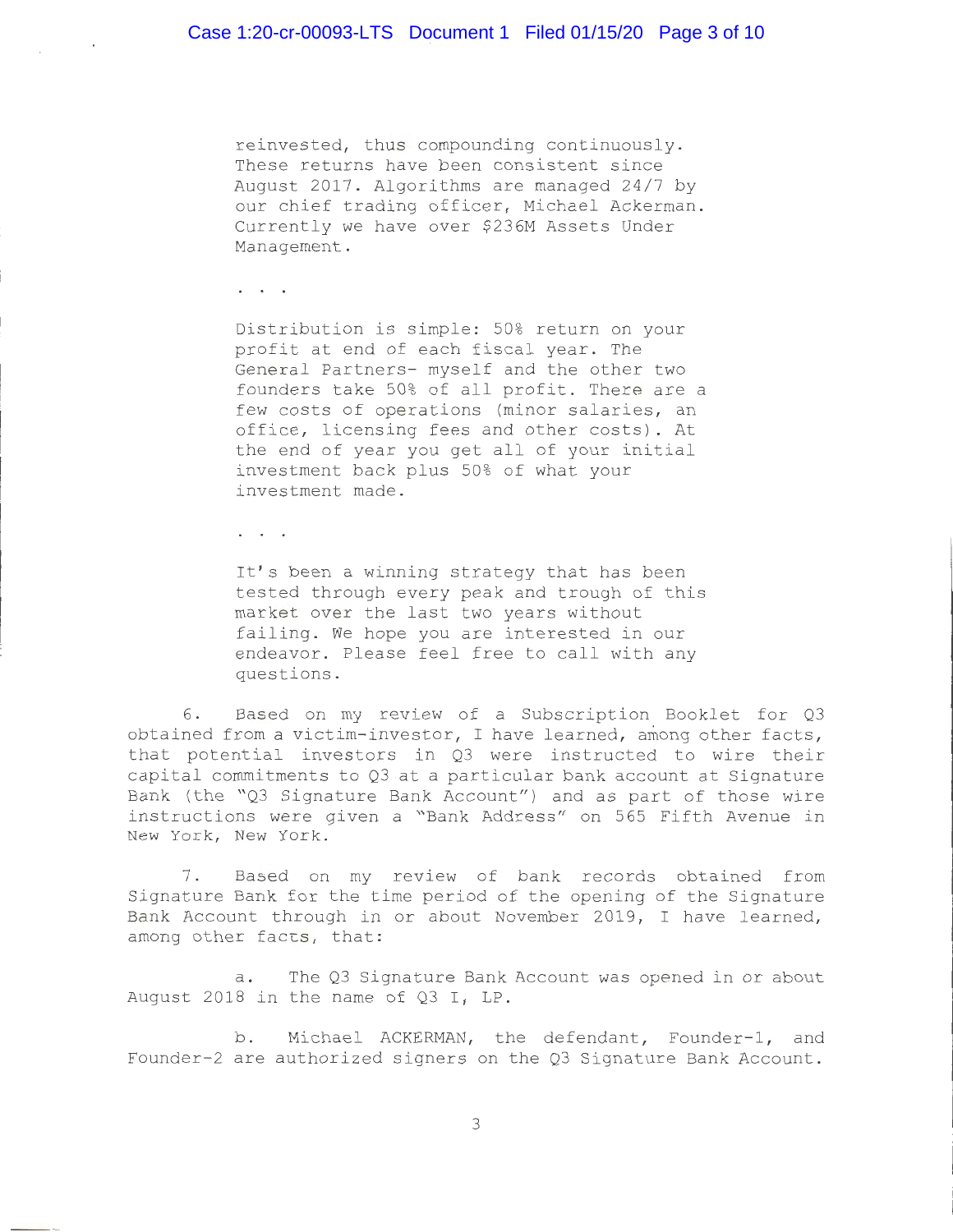> reinvested, thus compounding continuously. These returns have been consistent since August 2017. Algorithms are managed 24/7 by our chief trading officer, Michael Ackerman. Currently we have over $236M Assets Under Management.
>
> . . .
>
> Distribution is simple: 50% return on your profit at end of each fiscal year. The General Partners- myself and the other two founders take 50% of all profit. There are a few costs of operations (minor salaries, an office, licensing fees and other costs). At the end of year you get all of your initial investment back plus 50% of what your investment made.
>
> . . .
>
> It's been a winning strategy that has been tested through every peak and trough of this market over the last two years without failing. We hope you are interested in our endeavor. Please feel free to call with any questions.

6. Based on my review of a Subscription Booklet for Q3 obtained from a victim-investor, I have learned, among other facts, that potential investors in Q3 were instructed to wire their capital commitments to Q3 at a particular bank account at Signature Bank (the "Q3 Signature Bank Account") and as part of those wire instructions were given a "Bank Address" on 565 Fifth Avenue in New York, New York.

7. Based on my review of bank records obtained from Signature Bank for the time period of the opening of the Signature Bank Account through in or about November 2019, I have learned, among other facts, that:

a. The Q3 Signature Bank Account was opened in or about August 2018 in the name of Q3 I, LP.

b. Michael ACKERMAN, the defendant, Founder-1, and Founder-2 are authorized signers on the Q3 Signature Bank Account.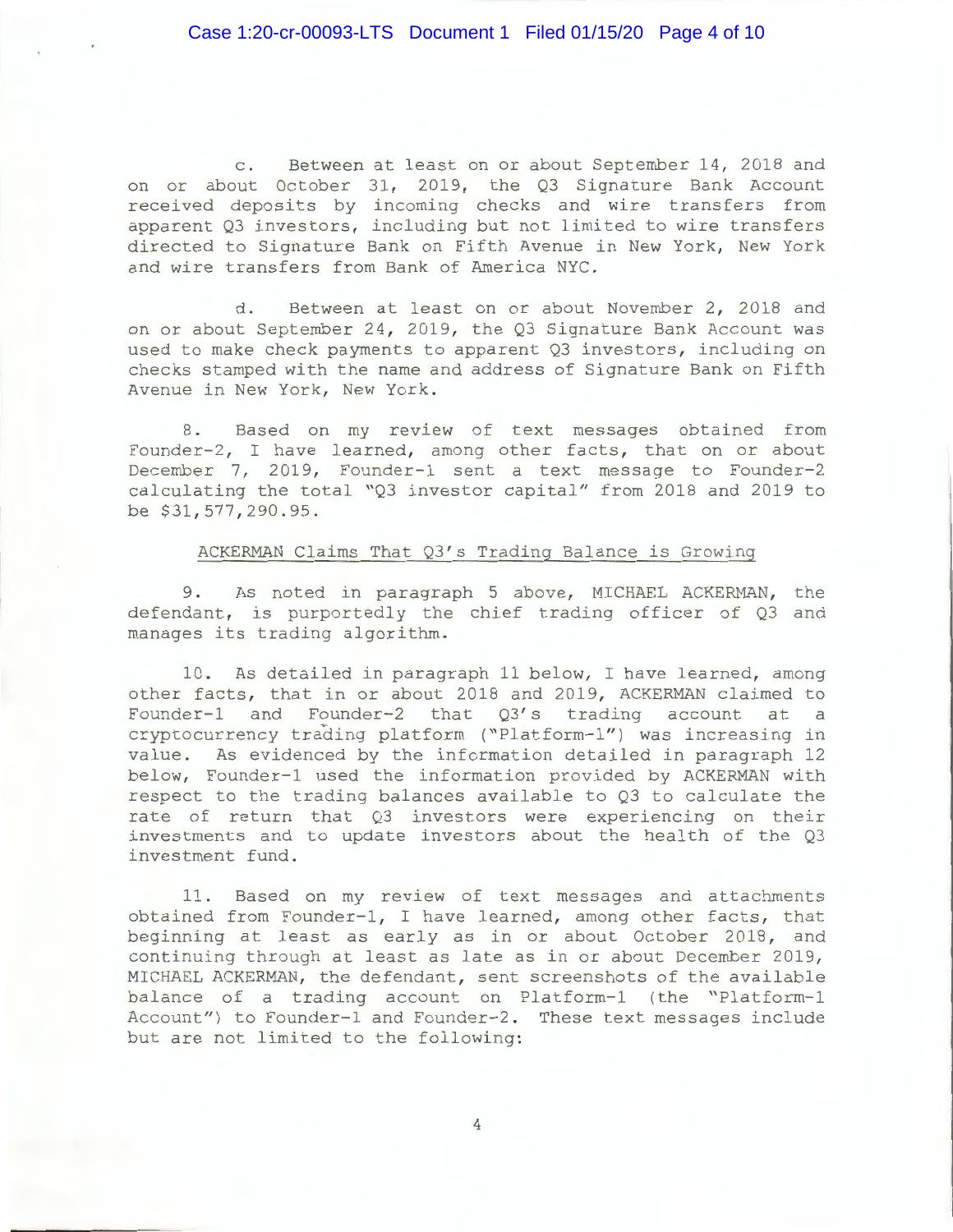c. Between at least on or about September 14, 2018 and on or about October 31, 2019, the Q3 Signature Bank Account received deposits by incoming checks and wire transfers from apparent Q3 investors, including but not limited to wire transfers directed to Signature Bank on Fifth Avenue in New York, New York and wire transfers from Bank of America NYC.

d. Between at least on or about November 2, 2018 and on or about September 24, 2019, the Q3 Signature Bank Account was used to make check payments to apparent Q3 investors, including on checks stamped with the name and address of Signature Bank on Fifth Avenue in New York, New York.

8. Based on my review of text messages obtained from Founder-2, I have learned, among other facts, that on or about December 7, 2019, Founder-1 sent a text message to Founder-2 calculating the total "Q3 investor capital" from 2018 and 2019 to be $31,577,290.95.

<u>ACKERMAN Claims That Q3's Trading Balance is Growing</u>

9. As noted in paragraph 5 above, MICHAEL ACKERMAN, the defendant, is purportedly the chief trading officer of Q3 and manages its trading algorithm.

10. As detailed in paragraph 11 below, I have learned, among other facts, that in or about 2018 and 2019, ACKERMAN claimed to Founder-1 and Founder-2 that Q3's trading account at a cryptocurrency trading platform ("Platform-1") was increasing in value. As evidenced by the information detailed in paragraph 12 below, Founder-1 used the information provided by ACKERMAN with respect to the trading balances available to Q3 to calculate the rate of return that Q3 investors were experiencing on their investments and to update investors about the health of the Q3 investment fund.

11. Based on my review of text messages and attachments obtained from Founder-1, I have learned, among other facts, that beginning at least as early as in or about October 2018, and continuing through at least as late as in or about December 2019, MICHAEL ACKERMAN, the defendant, sent screenshots of the available balance of a trading account on Platform-1 (the "Platform-1 Account") to Founder-1 and Founder-2. These text messages include but are not limited to the following: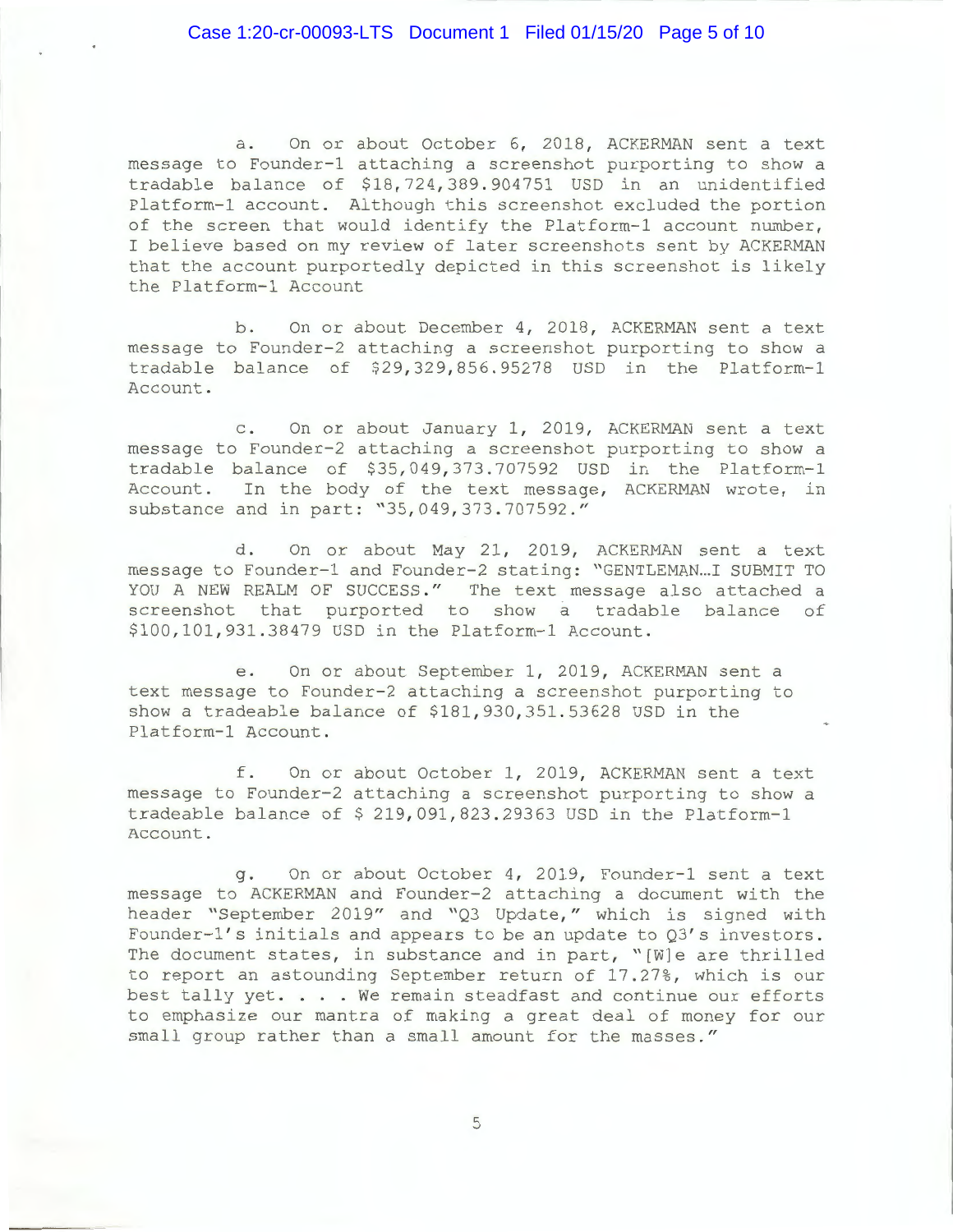a. On or about October 6, 2018, ACKERMAN sent a text message to Founder-1 attaching a screenshot purporting to show a tradable balance of $18,724,389.904751 USD in an unidentified Platform-1 account. Although this screenshot excluded the portion of the screen that would identify the Platform-1 account number, I believe based on my review of later screenshots sent by ACKERMAN that the account purportedly depicted in this screenshot is likely the Platform-1 Account

b. On or about December 4, 2018, ACKERMAN sent a text message to Founder-2 attaching a screenshot purporting to show a tradable balance of $29,329,856.95278 USD in the Platform-1 Account.

c. On or about January 1, 2019, ACKERMAN sent a text message to Founder-2 attaching a screenshot purporting to show a tradable balance of $35,049,373.707592 USD in the Platform-1 Account. In the body of the text message, ACKERMAN wrote, in substance and in part: "35,049,373.707592."

d. On or about May 21, 2019, ACKERMAN sent a text message to Founder-1 and Founder-2 stating: "GENTLEMAN…I SUBMIT TO YOU A NEW REALM OF SUCCESS." The text message also attached a screenshot that purported to show a tradable balance of $100,101,931.38479 USD in the Platform-1 Account.

e. On or about September 1, 2019, ACKERMAN sent a text message to Founder-2 attaching a screenshot purporting to show a tradeable balance of $181,930,351.53628 USD in the Platform-1 Account.

f. On or about October 1, 2019, ACKERMAN sent a text message to Founder-2 attaching a screenshot purporting to show a tradeable balance of $ 219,091,823.29363 USD in the Platform-1 Account.

g. On or about October 4, 2019, Founder-1 sent a text message to ACKERMAN and Founder-2 attaching a document with the header "September 2019" and "Q3 Update," which is signed with Founder-1's initials and appears to be an update to Q3's investors. The document states, in substance and in part, "[W]e are thrilled to report an astounding September return of 17.27%, which is our best tally yet. . . . We remain steadfast and continue our efforts to emphasize our mantra of making a great deal of money for our small group rather than a small amount for the masses."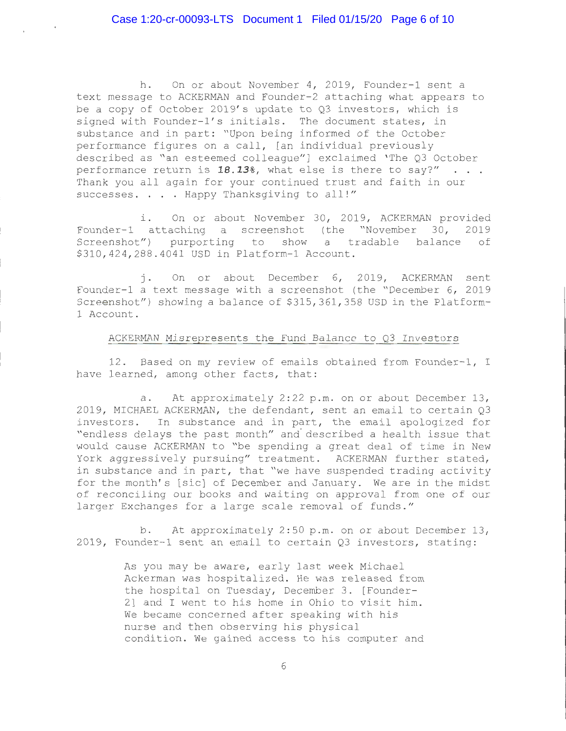h. On or about November 4, 2019, Founder-1 sent a text message to ACKERMAN and Founder-2 attaching what appears to be a copy of October 2019's update to Q3 investors, which is signed with Founder-1's initials. The document states, in substance and in part: "Upon being informed of the October performance figures on a call, [an individual previously described as "an esteemed colleague"] exclaimed 'The Q3 October performance return is ***18.13%***, what else is there to say?" . . . Thank you all again for your continued trust and faith in our successes. . . . Happy Thanksgiving to all!"

i. On or about November 30, 2019, ACKERMAN provided Founder-1 attaching a screenshot (the "November 30, 2019 Screenshot") purporting to show a tradable balance of $310,424,288.4041 USD in Platform-1 Account.

j. On or about December 6, 2019, ACKERMAN sent Founder-1 a text message with a screenshot (the "December 6, 2019 Screenshot") showing a balance of $315,361,358 USD in the Platform-1 Account.

<u>ACKERMAN Misrepresents the Fund Balance to Q3 Investors</u>

12. Based on my review of emails obtained from Founder-1, I have learned, among other facts, that:

a. At approximately 2:22 p.m. on or about December 13, 2019, MICHAEL ACKERMAN, the defendant, sent an email to certain Q3 investors. In substance and in part, the email apologized for "endless delays the past month" and described a health issue that would cause ACKERMAN to "be spending a great deal of time in New York aggressively pursuing" treatment. ACKERMAN further stated, in substance and in part, that "we have suspended trading activity for the month's [sic] of December and January. We are in the midst of reconciling our books and waiting on approval from one of our larger Exchanges for a large scale removal of funds."

b. At approximately 2:50 p.m. on or about December 13, 2019, Founder-1 sent an email to certain Q3 investors, stating:

> As you may be aware, early last week Michael Ackerman was hospitalized. He was released from the hospital on Tuesday, December 3. [Founder-2] and I went to his home in Ohio to visit him. We became concerned after speaking with his nurse and then observing his physical condition. We gained access to his computer and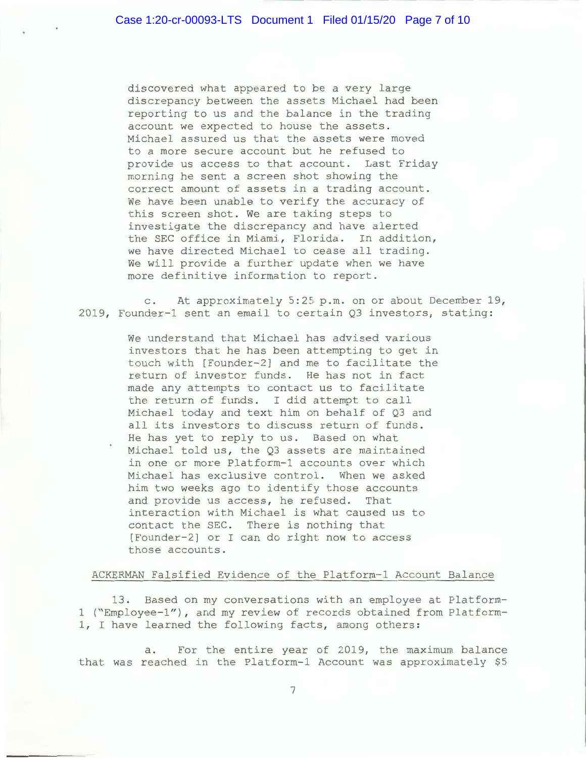> discovered what appeared to be a very large discrepancy between the assets Michael had been reporting to us and the balance in the trading account we expected to house the assets. Michael assured us that the assets were moved to a more secure account but he refused to provide us access to that account. Last Friday morning he sent a screen shot showing the correct amount of assets in a trading account. We have been unable to verify the accuracy of this screen shot. We are taking steps to investigate the discrepancy and have alerted the SEC office in Miami, Florida. In addition, we have directed Michael to cease all trading. We will provide a further update when we have more definitive information to report.

c. At approximately 5:25 p.m. on or about December 19, 2019, Founder-1 sent an email to certain Q3 investors, stating:

> We understand that Michael has advised various investors that he has been attempting to get in touch with [Founder-2] and me to facilitate the return of investor funds. He has not in fact made any attempts to contact us to facilitate the return of funds. I did attempt to call Michael today and text him on behalf of Q3 and all its investors to discuss return of funds. He has yet to reply to us. Based on what Michael told us, the Q3 assets are maintained in one or more Platform-1 accounts over which Michael has exclusive control. When we asked him two weeks ago to identify those accounts and provide us access, he refused. That interaction with Michael is what caused us to contact the SEC. There is nothing that [Founder-2] or I can do right now to access those accounts.

<u>ACKERMAN Falsified Evidence of the Platform-1 Account Balance</u>

13. Based on my conversations with an employee at Platform-1 ("Employee-1"), and my review of records obtained from Platform-1, I have learned the following facts, among others:

a. For the entire year of 2019, the maximum balance that was reached in the Platform-1 Account was approximately $5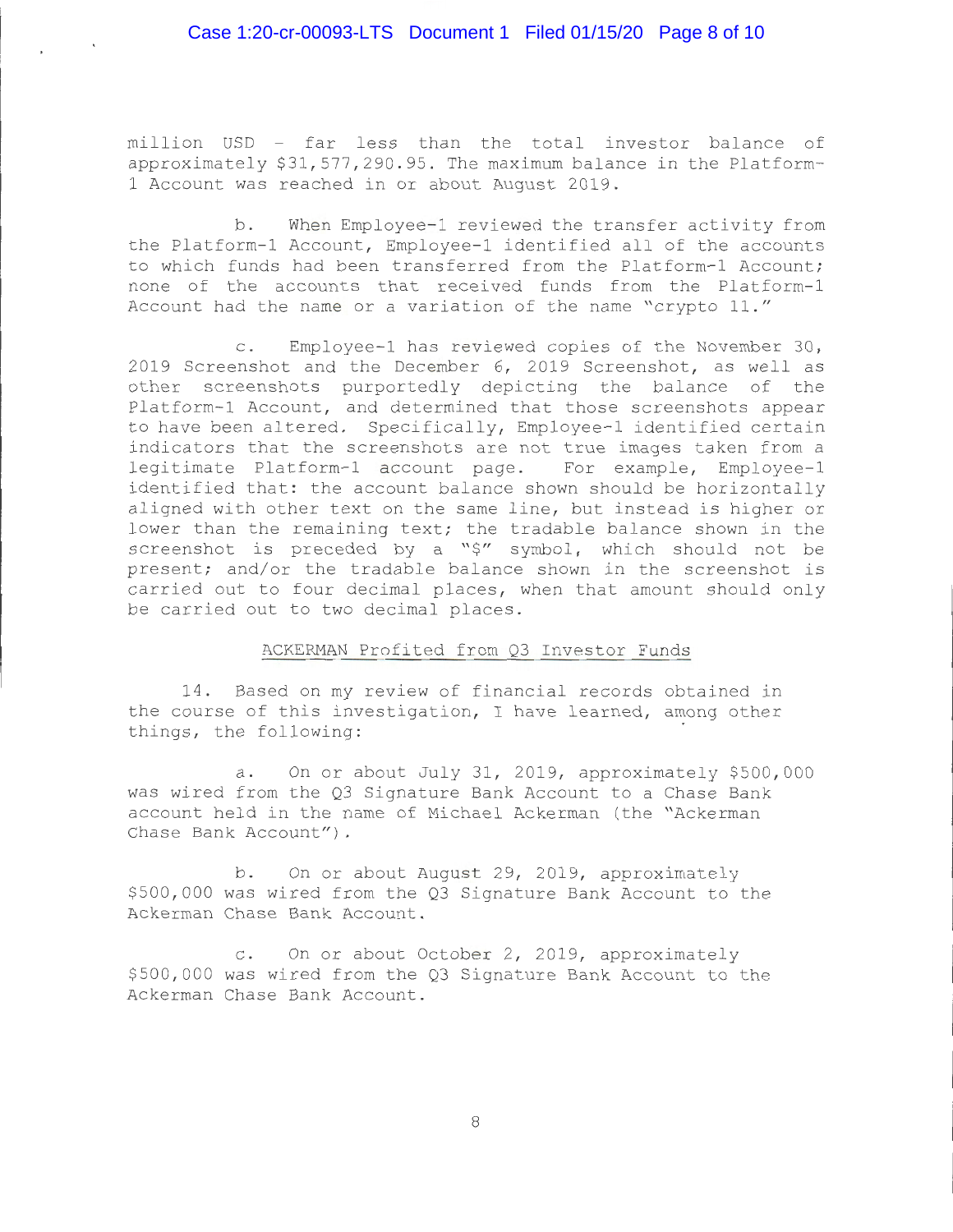million USD – far less than the total investor balance of approximately $31,577,290.95. The maximum balance in the Platform-1 Account was reached in or about August 2019.

b. When Employee-1 reviewed the transfer activity from the Platform-1 Account, Employee-1 identified all of the accounts to which funds had been transferred from the Platform-1 Account; none of the accounts that received funds from the Platform-1 Account had the name or a variation of the name "crypto 11."

c. Employee-1 has reviewed copies of the November 30, 2019 Screenshot and the December 6, 2019 Screenshot, as well as other screenshots purportedly depicting the balance of the Platform-1 Account, and determined that those screenshots appear to have been altered. Specifically, Employee-1 identified certain indicators that the screenshots are not true images taken from a legitimate Platform-1 account page. For example, Employee-1 identified that: the account balance shown should be horizontally aligned with other text on the same line, but instead is higher or lower than the remaining text; the tradable balance shown in the screenshot is preceded by a "$" symbol, which should not be present; and/or the tradable balance shown in the screenshot is carried out to four decimal places, when that amount should only be carried out to two decimal places.

<u>ACKERMAN Profited from Q3 Investor Funds</u>

14. Based on my review of financial records obtained in the course of this investigation, I have learned, among other things, the following:

a. On or about July 31, 2019, approximately $500,000 was wired from the Q3 Signature Bank Account to a Chase Bank account held in the name of Michael Ackerman (the "Ackerman Chase Bank Account").

b. On or about August 29, 2019, approximately $500,000 was wired from the Q3 Signature Bank Account to the Ackerman Chase Bank Account.

c. On or about October 2, 2019, approximately $500,000 was wired from the Q3 Signature Bank Account to the Ackerman Chase Bank Account.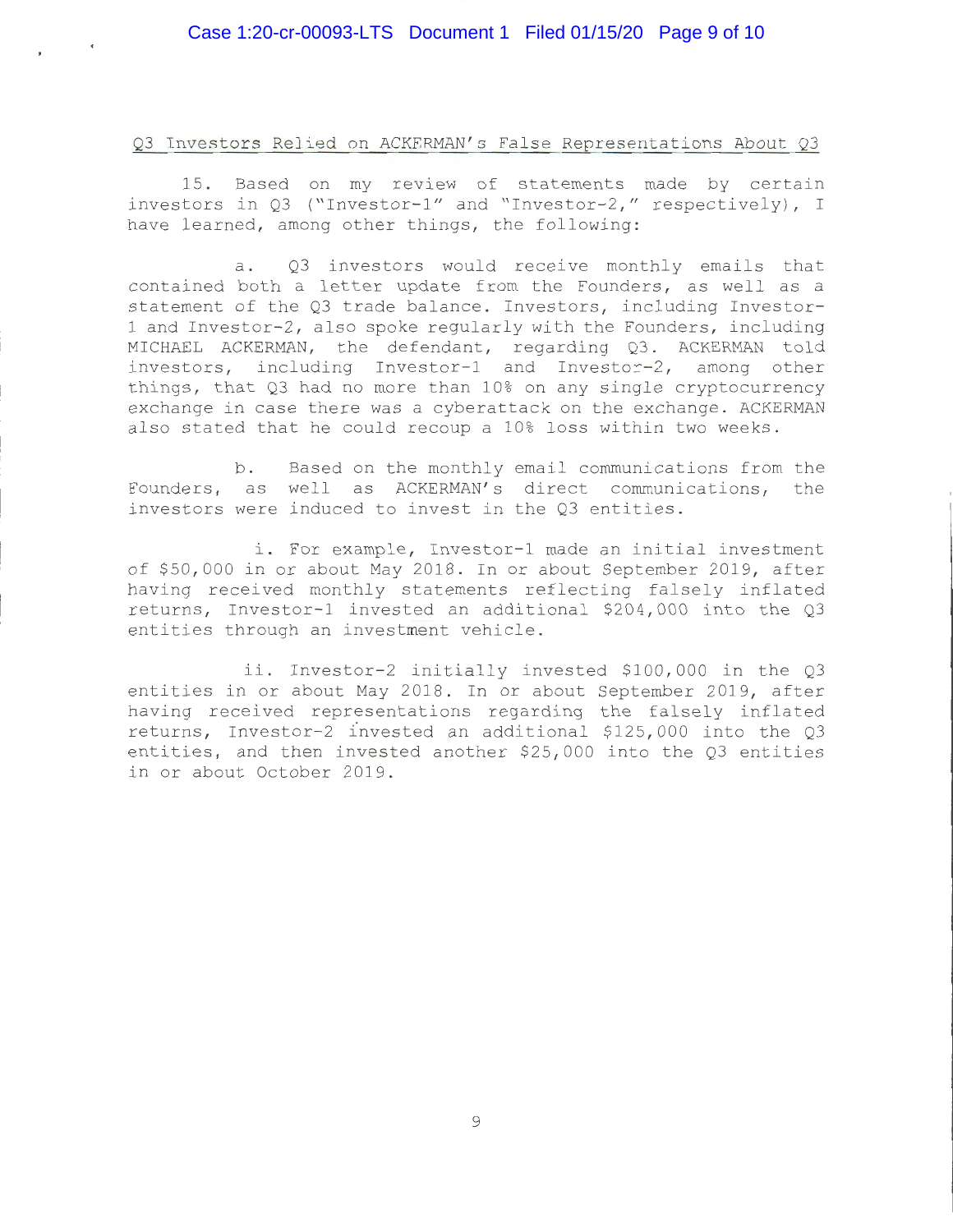Q3 Investors Relied on ACKERMAN's False Representations About Q3

15. Based on my review of statements made by certain investors in Q3 ("Investor-1" and "Investor-2," respectively), I have learned, among other things, the following:

a. Q3 investors would receive monthly emails that contained both a letter update from the Founders, as well as a statement of the Q3 trade balance. Investors, including Investor-1 and Investor-2, also spoke regularly with the Founders, including MICHAEL ACKERMAN, the defendant, regarding Q3. ACKERMAN told investors, including Investor-1 and Investor-2, among other things, that Q3 had no more than 10% on any single cryptocurrency exchange in case there was a cyberattack on the exchange. ACKERMAN also stated that he could recoup a 10% loss within two weeks.

b. Based on the monthly email communications from the Founders, as well as ACKERMAN's direct communications, the investors were induced to invest in the Q3 entities.

i. For example, Investor-1 made an initial investment of $50,000 in or about May 2018. In or about September 2019, after having received monthly statements reflecting falsely inflated returns, Investor-1 invested an additional $204,000 into the Q3 entities through an investment vehicle.

ii. Investor-2 initially invested $100,000 in the Q3 entities in or about May 2018. In or about September 2019, after having received representations regarding the falsely inflated returns, Investor-2 invested an additional $125,000 into the Q3 entities, and then invested another $25,000 into the Q3 entities in or about October 2019.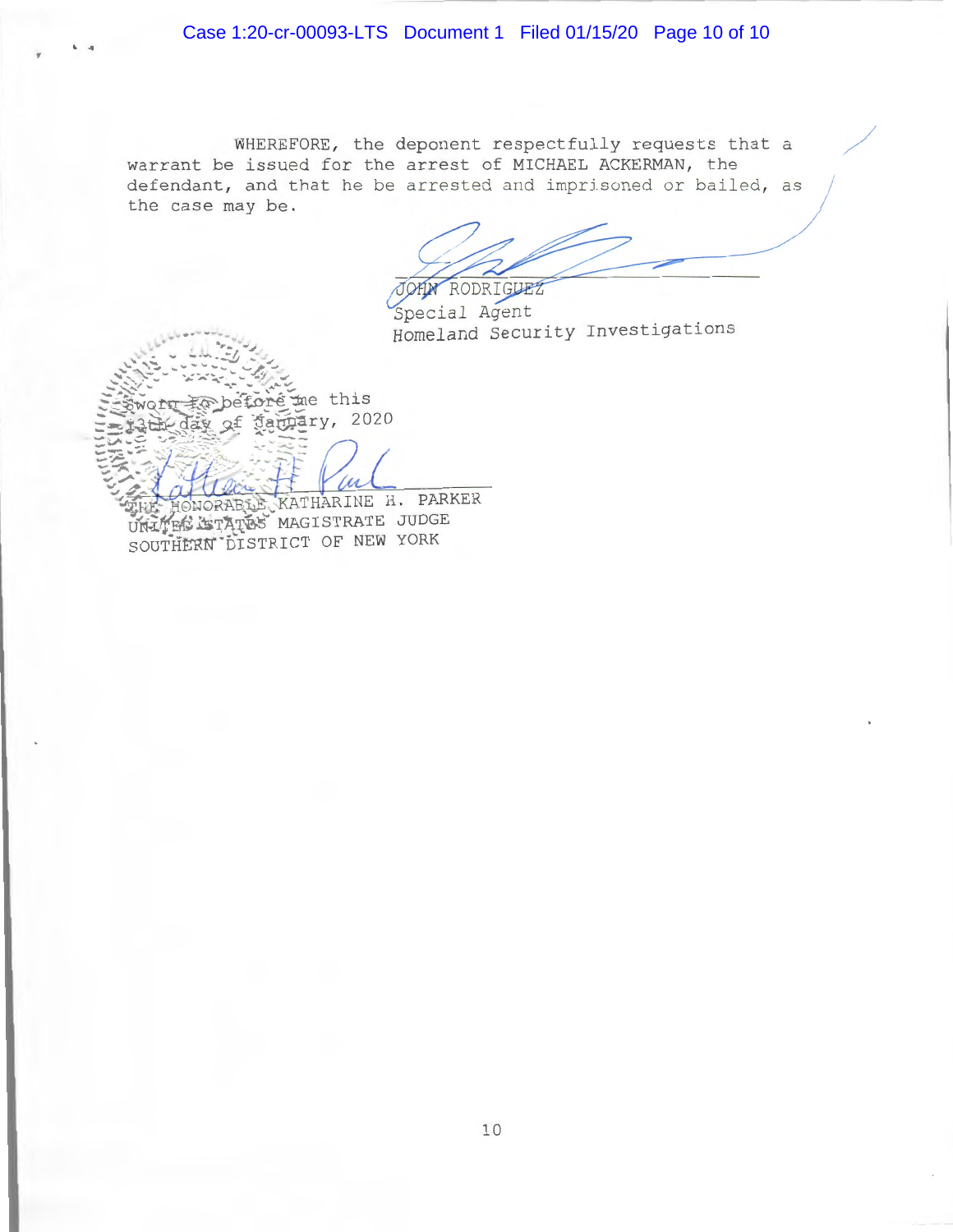WHEREFORE, the deponent respectfully requests that a warrant be issued for the arrest of MICHAEL ACKERMAN, the defendant, and that he be arrested and imprisoned or bailed, as the case may be.

JOHN RODRIGUEZ  
Special Agent  
Homeland Security Investigations

Sworn to before me this  
13th day of January, 2020

THE HONORABLE KATHARINE H. PARKER  
UNITED STATES MAGISTRATE JUDGE  
SOUTHERN DISTRICT OF NEW YORK